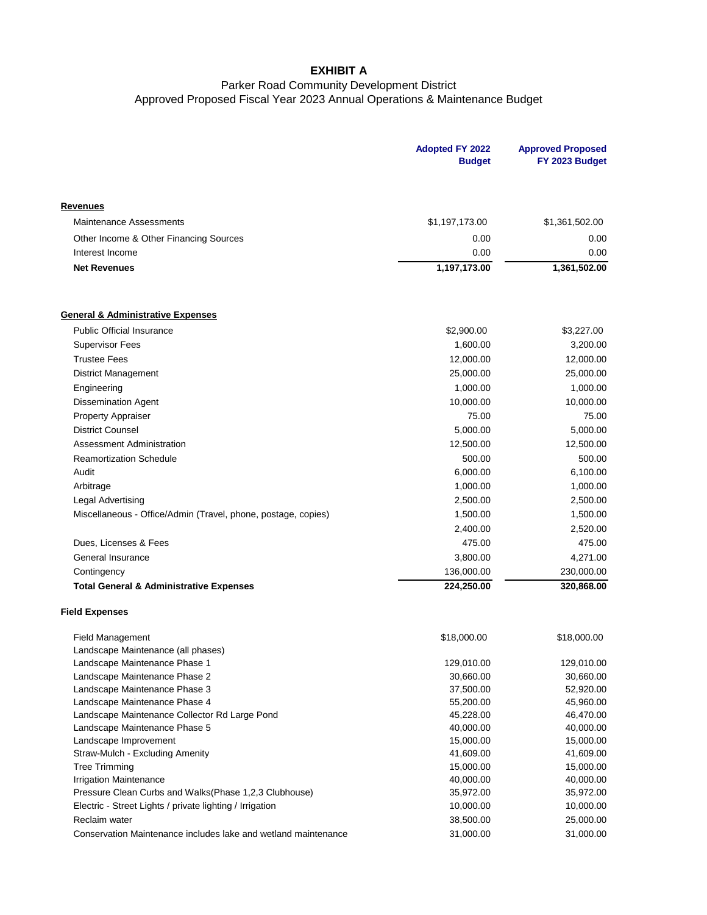# EXHIBIT A

## Parker Road Community Development District
## Approved Proposed Fiscal Year 2023 Annual Operations & Maintenance Budget

| | Adopted FY 2022 Budget | Approved Proposed FY 2023 Budget |
|---|---|---|
| **Revenues** | | |
| Maintenance Assessments | $1,197,173.00 | $1,361,502.00 |
| Other Income & Other Financing Sources | 0.00 | 0.00 |
| Interest Income | 0.00 | 0.00 |
| **Net Revenues** | **1,197,173.00** | **1,361,502.00** |
| | | |
| **General & Administrative Expenses** | | |
| Public Official Insurance | $2,900.00 | $3,227.00 |
| Supervisor Fees | 1,600.00 | 3,200.00 |
| Trustee Fees | 12,000.00 | 12,000.00 |
| District Management | 25,000.00 | 25,000.00 |
| Engineering | 1,000.00 | 1,000.00 |
| Dissemination Agent | 10,000.00 | 10,000.00 |
| Property Appraiser | 75.00 | 75.00 |
| District Counsel | 5,000.00 | 5,000.00 |
| Assessment Administration | 12,500.00 | 12,500.00 |
| Reamortization Schedule | 500.00 | 500.00 |
| Audit | 6,000.00 | 6,100.00 |
| Arbitrage | 1,000.00 | 1,000.00 |
| Legal Advertising | 2,500.00 | 2,500.00 |
| Miscellaneous - Office/Admin (Travel, phone, postage, copies) | 1,500.00 | 1,500.00 |
| | 2,400.00 | 2,520.00 |
| Dues, Licenses & Fees | 475.00 | 475.00 |
| General Insurance | 3,800.00 | 4,271.00 |
| Contingency | 136,000.00 | 230,000.00 |
| **Total General & Administrative Expenses** | **224,250.00** | **320,868.00** |
| | | |
| **Field Expenses** | | |
| Field Management | $18,000.00 | $18,000.00 |
| Landscape Maintenance (all phases) | | |
| Landscape Maintenance Phase 1 | 129,010.00 | 129,010.00 |
| Landscape Maintenance Phase 2 | 30,660.00 | 30,660.00 |
| Landscape Maintenance Phase 3 | 37,500.00 | 52,920.00 |
| Landscape Maintenance Phase 4 | 55,200.00 | 45,960.00 |
| Landscape Maintenance Collector Rd Large Pond | 45,228.00 | 46,470.00 |
| Landscape Maintenance Phase 5 | 40,000.00 | 40,000.00 |
| Landscape Improvement | 15,000.00 | 15,000.00 |
| Straw-Mulch - Excluding Amenity | 41,609.00 | 41,609.00 |
| Tree Trimming | 15,000.00 | 15,000.00 |
| Irrigation Maintenance | 40,000.00 | 40,000.00 |
| Pressure Clean Curbs and Walks(Phase 1,2,3 Clubhouse) | 35,972.00 | 35,972.00 |
| Electric - Street Lights / private lighting / Irrigation | 10,000.00 | 10,000.00 |
| Reclaim water | 38,500.00 | 25,000.00 |
| Conservation Maintenance includes lake and wetland maintenance | 31,000.00 | 31,000.00 |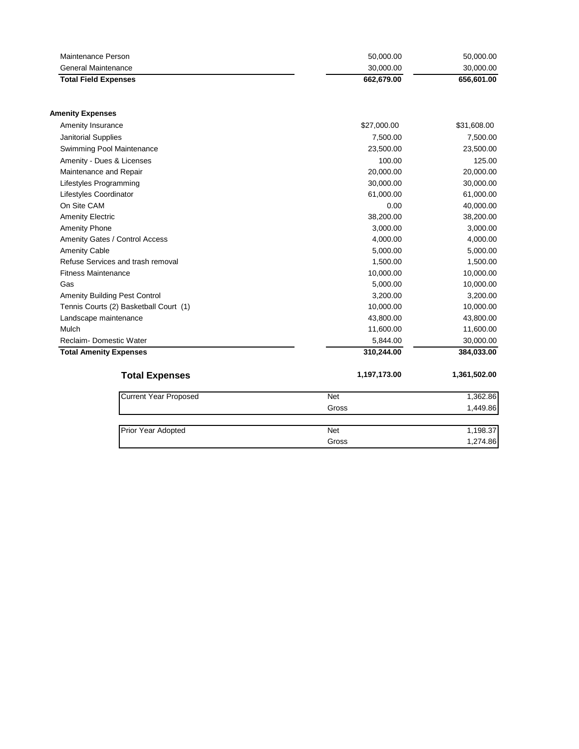| | | |
|---|---|---|
| Maintenance Person | 50,000.00 | 50,000.00 |
| General Maintenance | 30,000.00 | 30,000.00 |
| **Total Field Expenses** | **662,679.00** | **656,601.00** |
| | | |
| **Amenity Expenses** | | |
| Amenity Insurance | $27,000.00 | $31,608.00 |
| Janitorial Supplies | 7,500.00 | 7,500.00 |
| Swimming Pool Maintenance | 23,500.00 | 23,500.00 |
| Amenity - Dues & Licenses | 100.00 | 125.00 |
| Maintenance and Repair | 20,000.00 | 20,000.00 |
| Lifestyles Programming | 30,000.00 | 30,000.00 |
| Lifestyles Coordinator | 61,000.00 | 61,000.00 |
| On Site CAM | 0.00 | 40,000.00 |
| Amenity Electric | 38,200.00 | 38,200.00 |
| Amenity Phone | 3,000.00 | 3,000.00 |
| Amenity Gates / Control Access | 4,000.00 | 4,000.00 |
| Amenity Cable | 5,000.00 | 5,000.00 |
| Refuse Services and trash removal | 1,500.00 | 1,500.00 |
| Fitness Maintenance | 10,000.00 | 10,000.00 |
| Gas | 5,000.00 | 10,000.00 |
| Amenity Building Pest Control | 3,200.00 | 3,200.00 |
| Tennis Courts (2) Basketball Court (1) | 10,000.00 | 10,000.00 |
| Landscape maintenance | 43,800.00 | 43,800.00 |
| Mulch | 11,600.00 | 11,600.00 |
| Reclaim- Domestic Water | 5,844.00 | 30,000.00 |
| **Total Amenity Expenses** | **310,244.00** | **384,033.00** |
| | | |
| **Total Expenses** | **1,197,173.00** | **1,361,502.00** |

| | | |
|---|---|---|
| Current Year Proposed | Net | 1,362.86 |
| | Gross | 1,449.86 |

| | | |
|---|---|---|
| Prior Year Adopted | Net | 1,198.37 |
| | Gross | 1,274.86 |